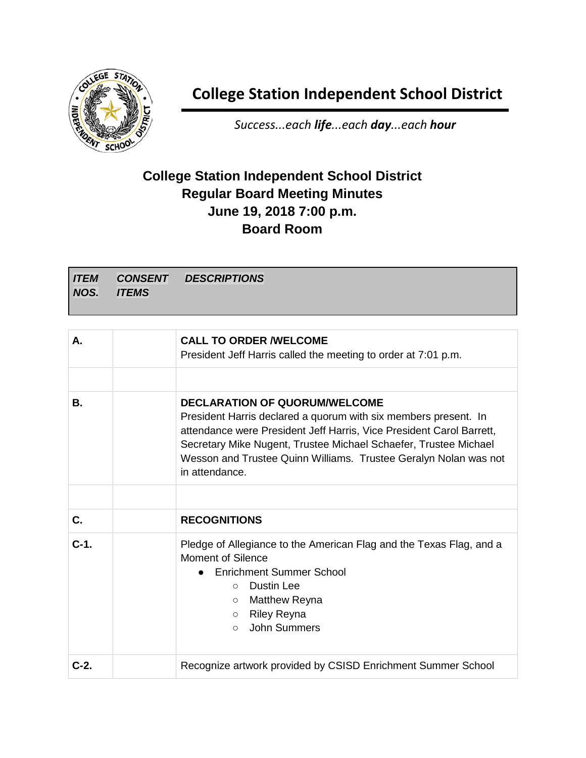# College Station Independent School District

*Success...each **life**...each **day**...each **hour***

## College Station Independent School District
## Regular Board Meeting Minutes
## June 19, 2018 7:00 p.m.
## Board Room

| ***ITEM NOS.*** | ***CONSENT ITEMS*** | ***DESCRIPTIONS*** |
|---|---|---|
| **A.** | | **CALL TO ORDER /WELCOME**<br>President Jeff Harris called the meeting to order at 7:01 p.m. |
| | | |
| **B.** | | **DECLARATION OF QUORUM/WELCOME**<br>President Harris declared a quorum with six members present. In attendance were President Jeff Harris, Vice President Carol Barrett, Secretary Mike Nugent, Trustee Michael Schaefer, Trustee Michael Wesson and Trustee Quinn Williams. Trustee Geralyn Nolan was not in attendance. |
| | | |
| **C.** | | **RECOGNITIONS** |
| **C-1.** | | Pledge of Allegiance to the American Flag and the Texas Flag, and a Moment of Silence<br>● Enrichment Summer School<br>○ Dustin Lee<br>○ Matthew Reyna<br>○ Riley Reyna<br>○ John Summers |
| **C-2.** | | Recognize artwork provided by CSISD Enrichment Summer School |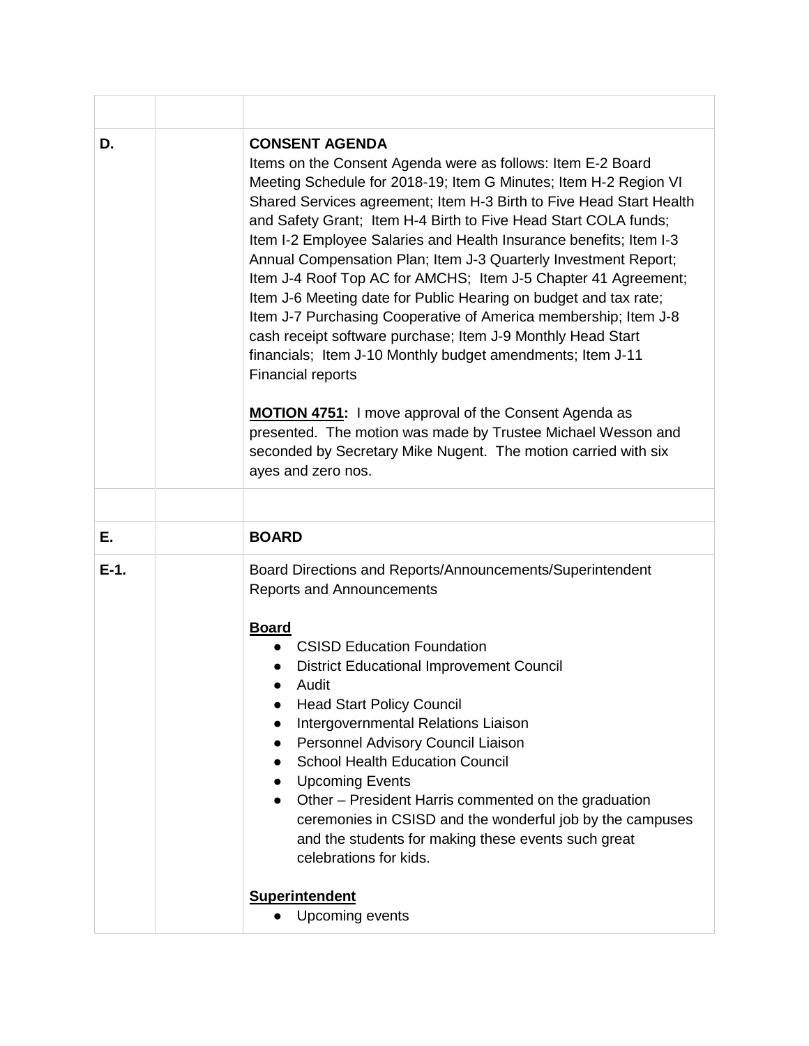| | | |
|---|---|---|
| **D.** | | **CONSENT AGENDA**<br>Items on the Consent Agenda were as follows: Item E-2 Board Meeting Schedule for 2018-19; Item G Minutes; Item H-2 Region VI Shared Services agreement; Item H-3 Birth to Five Head Start Health and Safety Grant; Item H-4 Birth to Five Head Start COLA funds; Item I-2 Employee Salaries and Health Insurance benefits; Item I-3 Annual Compensation Plan; Item J-3 Quarterly Investment Report; Item J-4 Roof Top AC for AMCHS; Item J-5 Chapter 41 Agreement; Item J-6 Meeting date for Public Hearing on budget and tax rate; Item J-7 Purchasing Cooperative of America membership; Item J-8 cash receipt software purchase; Item J-9 Monthly Head Start financials; Item J-10 Monthly budget amendments; Item J-11 Financial reports<br><br>**MOTION 4751:** I move approval of the Consent Agenda as presented. The motion was made by Trustee Michael Wesson and seconded by Secretary Mike Nugent. The motion carried with six ayes and zero nos. |
| | | |
| **E.** | | **BOARD** |
| **E-1.** | | Board Directions and Reports/Announcements/Superintendent Reports and Announcements<br><br>**Board**<br>● CSISD Education Foundation<br>● District Educational Improvement Council<br>● Audit<br>● Head Start Policy Council<br>● Intergovernmental Relations Liaison<br>● Personnel Advisory Council Liaison<br>● School Health Education Council<br>● Upcoming Events<br>● Other – President Harris commented on the graduation ceremonies in CSISD and the wonderful job by the campuses and the students for making these events such great celebrations for kids.<br><br>**Superintendent**<br>● Upcoming events |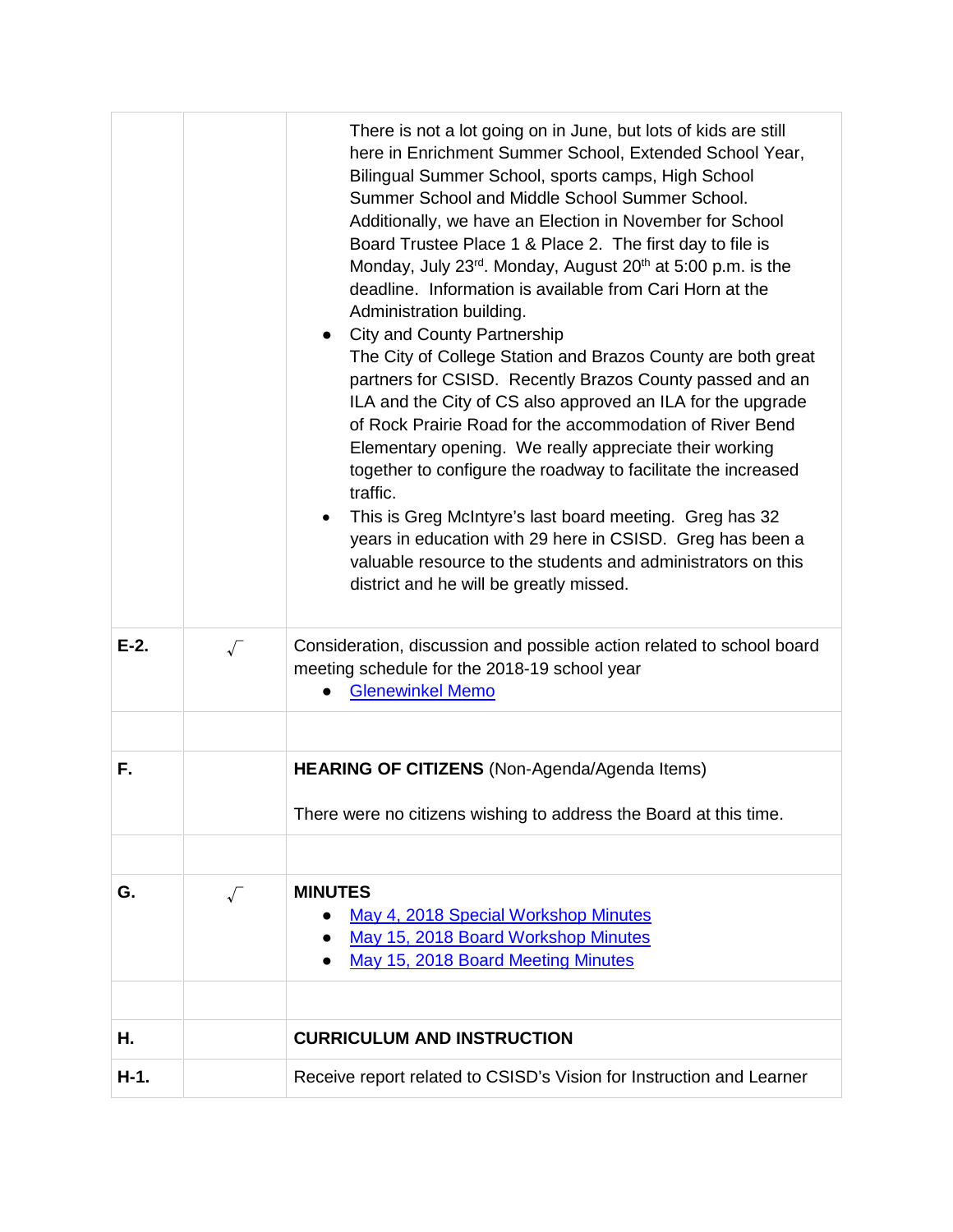| | | |
|---|---|---|
| | | There is not a lot going on in June, but lots of kids are still here in Enrichment Summer School, Extended School Year, Bilingual Summer School, sports camps, High School Summer School and Middle School Summer School. Additionally, we have an Election in November for School Board Trustee Place 1 & Place 2. The first day to file is Monday, July 23rd. Monday, August 20th at 5:00 p.m. is the deadline. Information is available from Cari Horn at the Administration building.<br>● City and County Partnership<br>The City of College Station and Brazos County are both great partners for CSISD. Recently Brazos County passed and an ILA and the City of CS also approved an ILA for the upgrade of Rock Prairie Road for the accommodation of River Bend Elementary opening. We really appreciate their working together to configure the roadway to facilitate the increased traffic.<br>• This is Greg McIntyre's last board meeting. Greg has 32 years in education with 29 here in CSISD. Greg has been a valuable resource to the students and administrators on this district and he will be greatly missed. |
| E-2. | √ | Consideration, discussion and possible action related to school board meeting schedule for the 2018-19 school year<br>● Glenewinkel Memo |
| | | |
| F. | | **HEARING OF CITIZENS** (Non-Agenda/Agenda Items)<br><br>There were no citizens wishing to address the Board at this time. |
| | | |
| G. | √ | **MINUTES**<br>● May 4, 2018 Special Workshop Minutes<br>● May 15, 2018 Board Workshop Minutes<br>● May 15, 2018 Board Meeting Minutes |
| | | |
| H. | | **CURRICULUM AND INSTRUCTION** |
| H-1. | | Receive report related to CSISD's Vision for Instruction and Learner |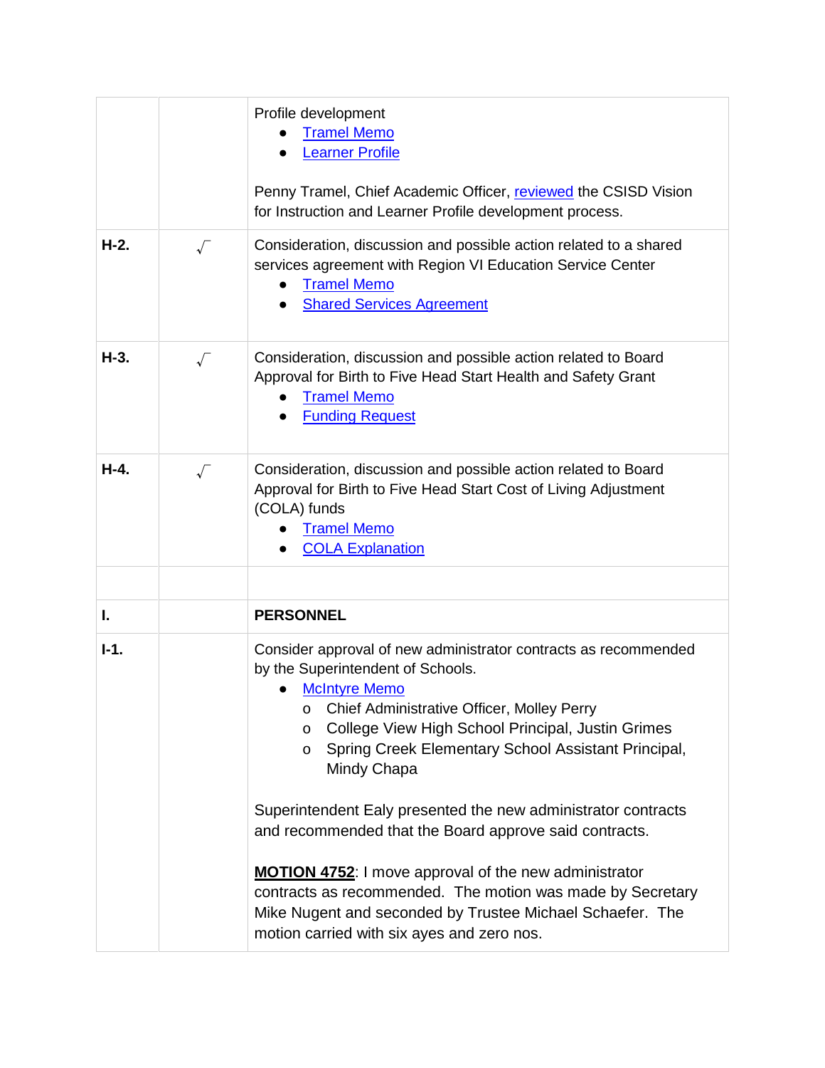| | | |
|---|---|---|
| | | Profile development<br>● Tramel Memo<br>● Learner Profile<br><br>Penny Tramel, Chief Academic Officer, reviewed the CSISD Vision for Instruction and Learner Profile development process. |
| **H-2.** | √ | Consideration, discussion and possible action related to a shared services agreement with Region VI Education Service Center<br>● Tramel Memo<br>● Shared Services Agreement |
| **H-3.** | √ | Consideration, discussion and possible action related to Board Approval for Birth to Five Head Start Health and Safety Grant<br>● Tramel Memo<br>● Funding Request |
| **H-4.** | √ | Consideration, discussion and possible action related to Board Approval for Birth to Five Head Start Cost of Living Adjustment (COLA) funds<br>● Tramel Memo<br>● COLA Explanation |
| | | |
| **I.** | | **PERSONNEL** |
| **I-1.** | | Consider approval of new administrator contracts as recommended by the Superintendent of Schools.<br>● McIntyre Memo<br>o Chief Administrative Officer, Molley Perry<br>o College View High School Principal, Justin Grimes<br>o Spring Creek Elementary School Assistant Principal, Mindy Chapa<br><br>Superintendent Ealy presented the new administrator contracts and recommended that the Board approve said contracts.<br><br>**MOTION 4752**: I move approval of the new administrator contracts as recommended. The motion was made by Secretary Mike Nugent and seconded by Trustee Michael Schaefer. The motion carried with six ayes and zero nos. |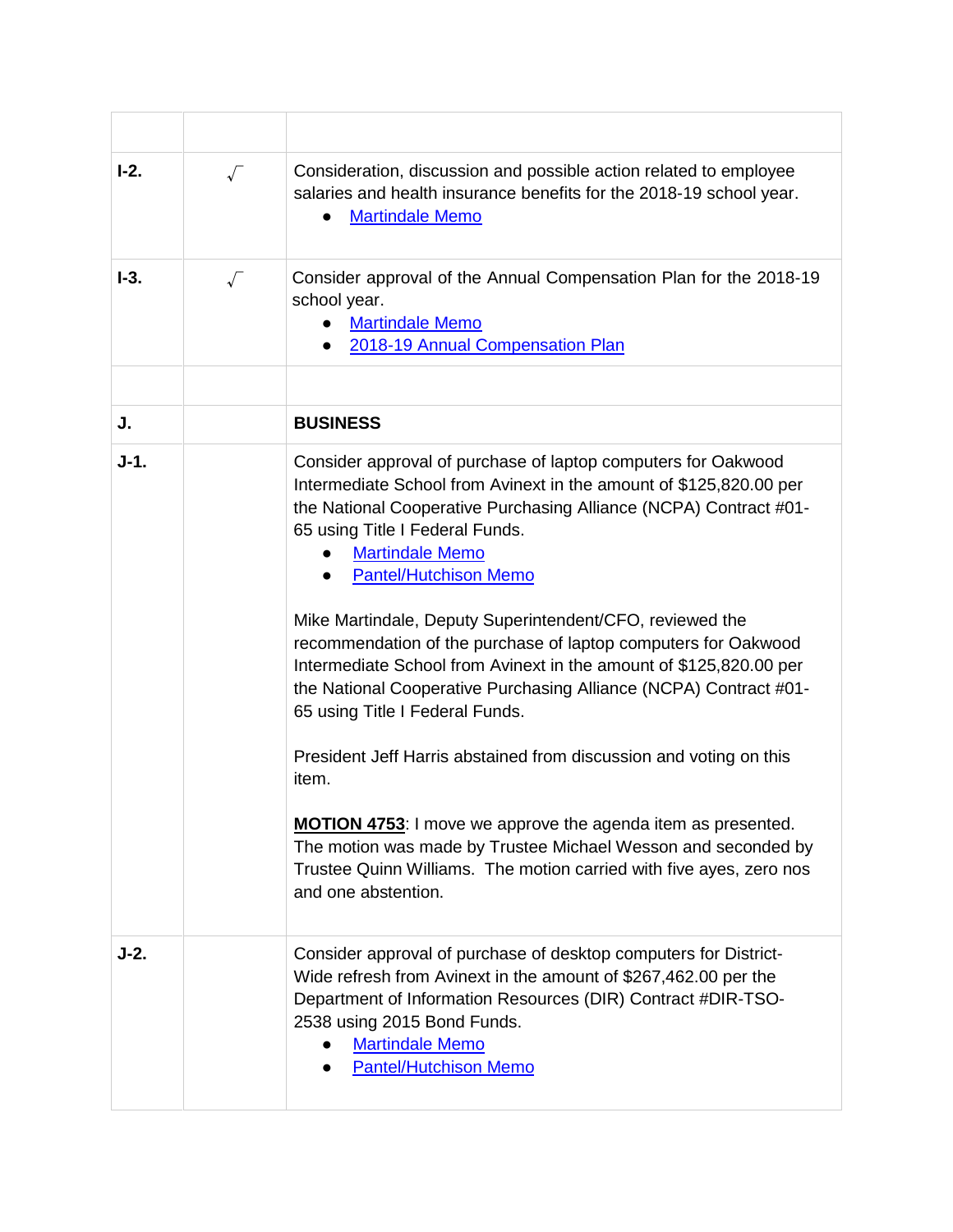| | | |
|---|---|---|
| I-2. | √ | Consideration, discussion and possible action related to employee salaries and health insurance benefits for the 2018-19 school year.<br>• Martindale Memo |
| I-3. | √ | Consider approval of the Annual Compensation Plan for the 2018-19 school year.<br>• Martindale Memo<br>• 2018-19 Annual Compensation Plan |
| | | |
| J. | | **BUSINESS** |
| J-1. | | Consider approval of purchase of laptop computers for Oakwood Intermediate School from Avinext in the amount of $125,820.00 per the National Cooperative Purchasing Alliance (NCPA) Contract #01-65 using Title I Federal Funds.<br>• Martindale Memo<br>• Pantel/Hutchison Memo<br><br>Mike Martindale, Deputy Superintendent/CFO, reviewed the recommendation of the purchase of laptop computers for Oakwood Intermediate School from Avinext in the amount of $125,820.00 per the National Cooperative Purchasing Alliance (NCPA) Contract #01-65 using Title I Federal Funds.<br><br>President Jeff Harris abstained from discussion and voting on this item.<br><br>**MOTION 4753**: I move we approve the agenda item as presented. The motion was made by Trustee Michael Wesson and seconded by Trustee Quinn Williams. The motion carried with five ayes, zero nos and one abstention. |
| J-2. | | Consider approval of purchase of desktop computers for District-Wide refresh from Avinext in the amount of $267,462.00 per the Department of Information Resources (DIR) Contract #DIR-TSO-2538 using 2015 Bond Funds.<br>• Martindale Memo<br>• Pantel/Hutchison Memo |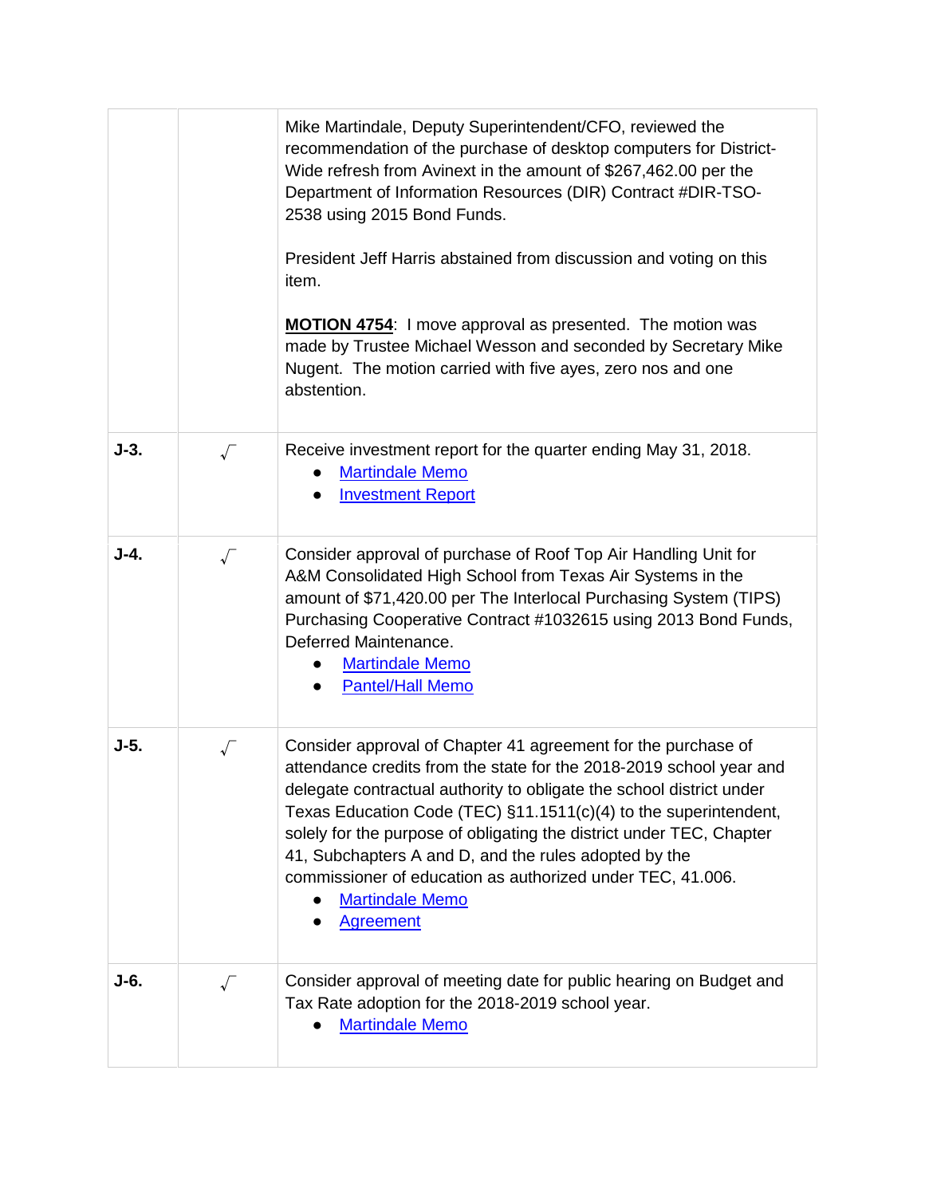| | | |
|---|---|---|
| | | Mike Martindale, Deputy Superintendent/CFO, reviewed the recommendation of the purchase of desktop computers for District-Wide refresh from Avinext in the amount of $267,462.00 per the Department of Information Resources (DIR) Contract #DIR-TSO-2538 using 2015 Bond Funds.<br><br>President Jeff Harris abstained from discussion and voting on this item.<br><br>**MOTION 4754**: I move approval as presented. The motion was made by Trustee Michael Wesson and seconded by Secretary Mike Nugent. The motion carried with five ayes, zero nos and one abstention. |
| **J-3.** | √ | Receive investment report for the quarter ending May 31, 2018.<br>● Martindale Memo<br>● Investment Report |
| **J-4.** | √ | Consider approval of purchase of Roof Top Air Handling Unit for A&M Consolidated High School from Texas Air Systems in the amount of $71,420.00 per The Interlocal Purchasing System (TIPS) Purchasing Cooperative Contract #1032615 using 2013 Bond Funds, Deferred Maintenance.<br>● Martindale Memo<br>● Pantel/Hall Memo |
| **J-5.** | √ | Consider approval of Chapter 41 agreement for the purchase of attendance credits from the state for the 2018-2019 school year and delegate contractual authority to obligate the school district under Texas Education Code (TEC) §11.1511(c)(4) to the superintendent, solely for the purpose of obligating the district under TEC, Chapter 41, Subchapters A and D, and the rules adopted by the commissioner of education as authorized under TEC, 41.006.<br>● Martindale Memo<br>● Agreement |
| **J-6.** | √ | Consider approval of meeting date for public hearing on Budget and Tax Rate adoption for the 2018-2019 school year.<br>● Martindale Memo |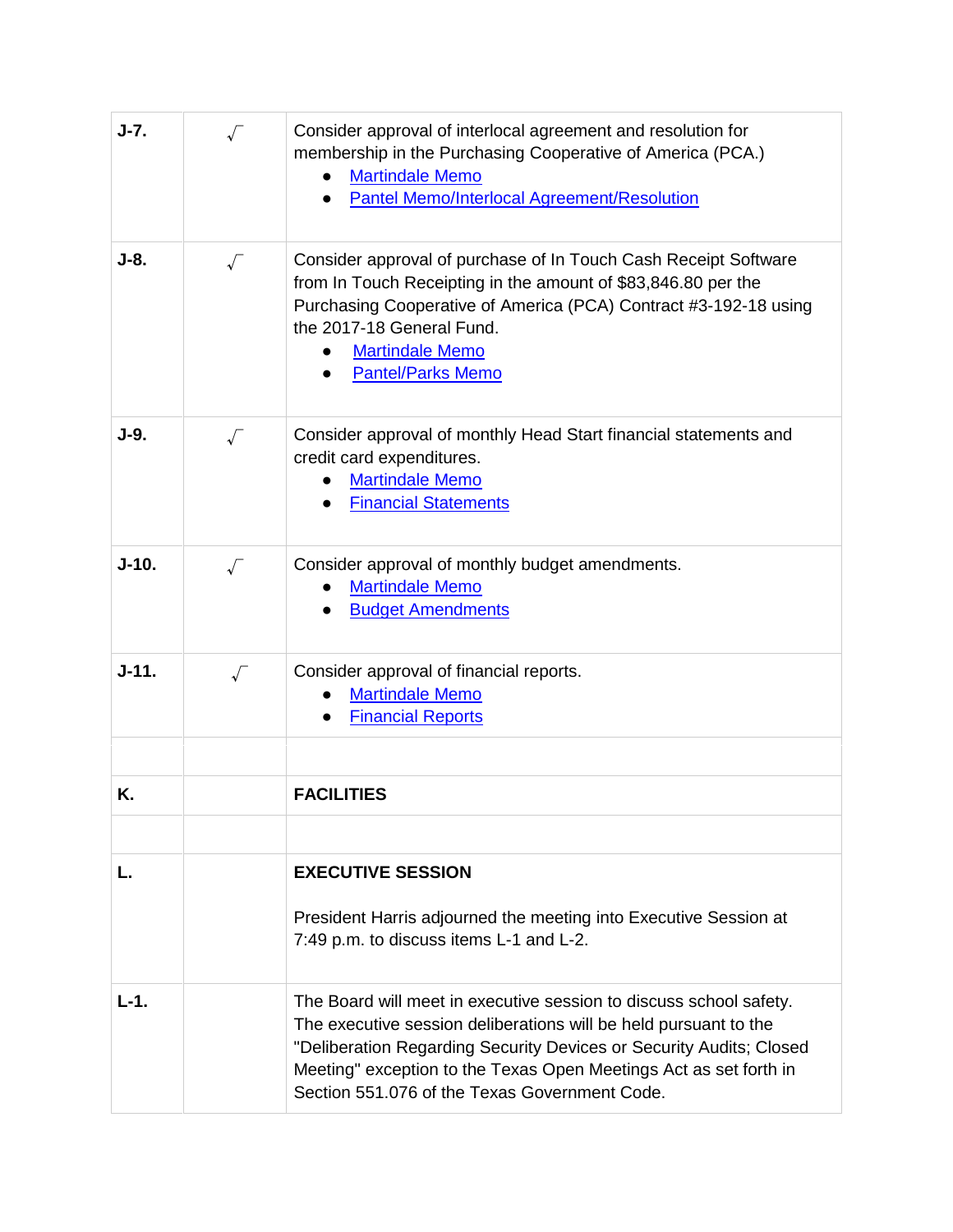| | | |
|---|---|---|
| **J-7.** | √ | Consider approval of interlocal agreement and resolution for membership in the Purchasing Cooperative of America (PCA.)<br>● Martindale Memo<br>● Pantel Memo/Interlocal Agreement/Resolution |
| **J-8.** | √ | Consider approval of purchase of In Touch Cash Receipt Software from In Touch Receipting in the amount of $83,846.80 per the Purchasing Cooperative of America (PCA) Contract #3-192-18 using the 2017-18 General Fund.<br>● Martindale Memo<br>● Pantel/Parks Memo |
| **J-9.** | √ | Consider approval of monthly Head Start financial statements and credit card expenditures.<br>● Martindale Memo<br>● Financial Statements |
| **J-10.** | √ | Consider approval of monthly budget amendments.<br>● Martindale Memo<br>● Budget Amendments |
| **J-11.** | √ | Consider approval of financial reports.<br>● Martindale Memo<br>● Financial Reports |
| | | |
| **K.** | | **FACILITIES** |
| | | |
| **L.** | | **EXECUTIVE SESSION**<br><br>President Harris adjourned the meeting into Executive Session at 7:49 p.m. to discuss items L-1 and L-2. |
| **L-1.** | | The Board will meet in executive session to discuss school safety. The executive session deliberations will be held pursuant to the "Deliberation Regarding Security Devices or Security Audits; Closed Meeting" exception to the Texas Open Meetings Act as set forth in Section 551.076 of the Texas Government Code. |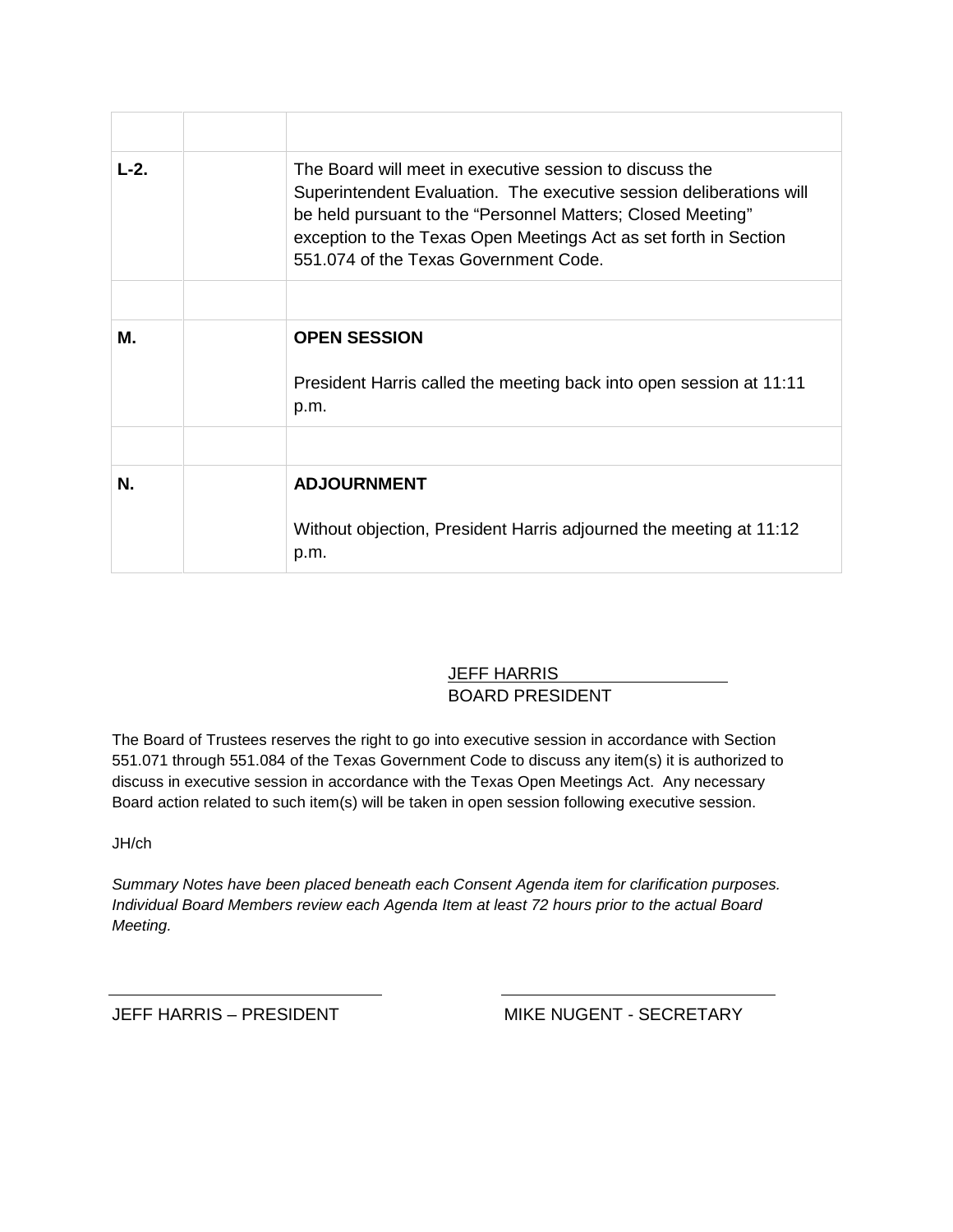| | | |
|---|---|---|
| | | |
| L-2. | | The Board will meet in executive session to discuss the Superintendent Evaluation. The executive session deliberations will be held pursuant to the “Personnel Matters; Closed Meeting” exception to the Texas Open Meetings Act as set forth in Section 551.074 of the Texas Government Code. |
| | | |
| M. | | **OPEN SESSION**<br><br>President Harris called the meeting back into open session at 11:11 p.m. |
| | | |
| N. | | **ADJOURNMENT**<br><br>Without objection, President Harris adjourned the meeting at 11:12 p.m. |

JEFF HARRIS
BOARD PRESIDENT

The Board of Trustees reserves the right to go into executive session in accordance with Section 551.071 through 551.084 of the Texas Government Code to discuss any item(s) it is authorized to discuss in executive session in accordance with the Texas Open Meetings Act. Any necessary Board action related to such item(s) will be taken in open session following executive session.

JH/ch

*Summary Notes have been placed beneath each Consent Agenda item for clarification purposes. Individual Board Members review each Agenda Item at least 72 hours prior to the actual Board Meeting.*

JEFF HARRIS – PRESIDENT

MIKE NUGENT - SECRETARY